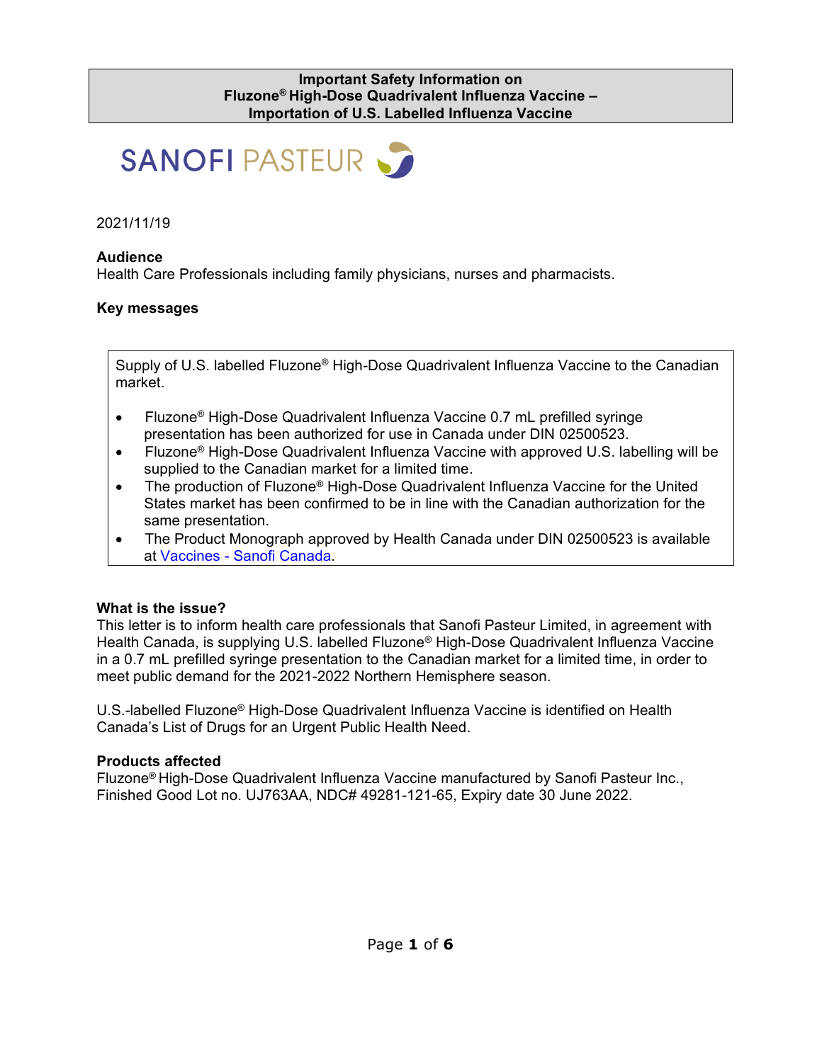**Important Safety Information on**
**Fluzone® High-Dose Quadrivalent Influenza Vaccine –**
**Importation of U.S. Labelled Influenza Vaccine**

SANOFI PASTEUR

2021/11/19

**Audience**
Health Care Professionals including family physicians, nurses and pharmacists.

**Key messages**

Supply of U.S. labelled Fluzone® High-Dose Quadrivalent Influenza Vaccine to the Canadian market.

- Fluzone® High-Dose Quadrivalent Influenza Vaccine 0.7 mL prefilled syringe presentation has been authorized for use in Canada under DIN 02500523.
- Fluzone® High-Dose Quadrivalent Influenza Vaccine with approved U.S. labelling will be supplied to the Canadian market for a limited time.
- The production of Fluzone® High-Dose Quadrivalent Influenza Vaccine for the United States market has been confirmed to be in line with the Canadian authorization for the same presentation.
- The Product Monograph approved by Health Canada under DIN 02500523 is available at Vaccines - Sanofi Canada.

**What is the issue?**
This letter is to inform health care professionals that Sanofi Pasteur Limited, in agreement with Health Canada, is supplying U.S. labelled Fluzone® High-Dose Quadrivalent Influenza Vaccine in a 0.7 mL prefilled syringe presentation to the Canadian market for a limited time, in order to meet public demand for the 2021-2022 Northern Hemisphere season.

U.S.-labelled Fluzone® High-Dose Quadrivalent Influenza Vaccine is identified on Health Canada's List of Drugs for an Urgent Public Health Need.

**Products affected**
Fluzone® High-Dose Quadrivalent Influenza Vaccine manufactured by Sanofi Pasteur Inc., Finished Good Lot no. UJ763AA, NDC# 49281-121-65, Expiry date 30 June 2022.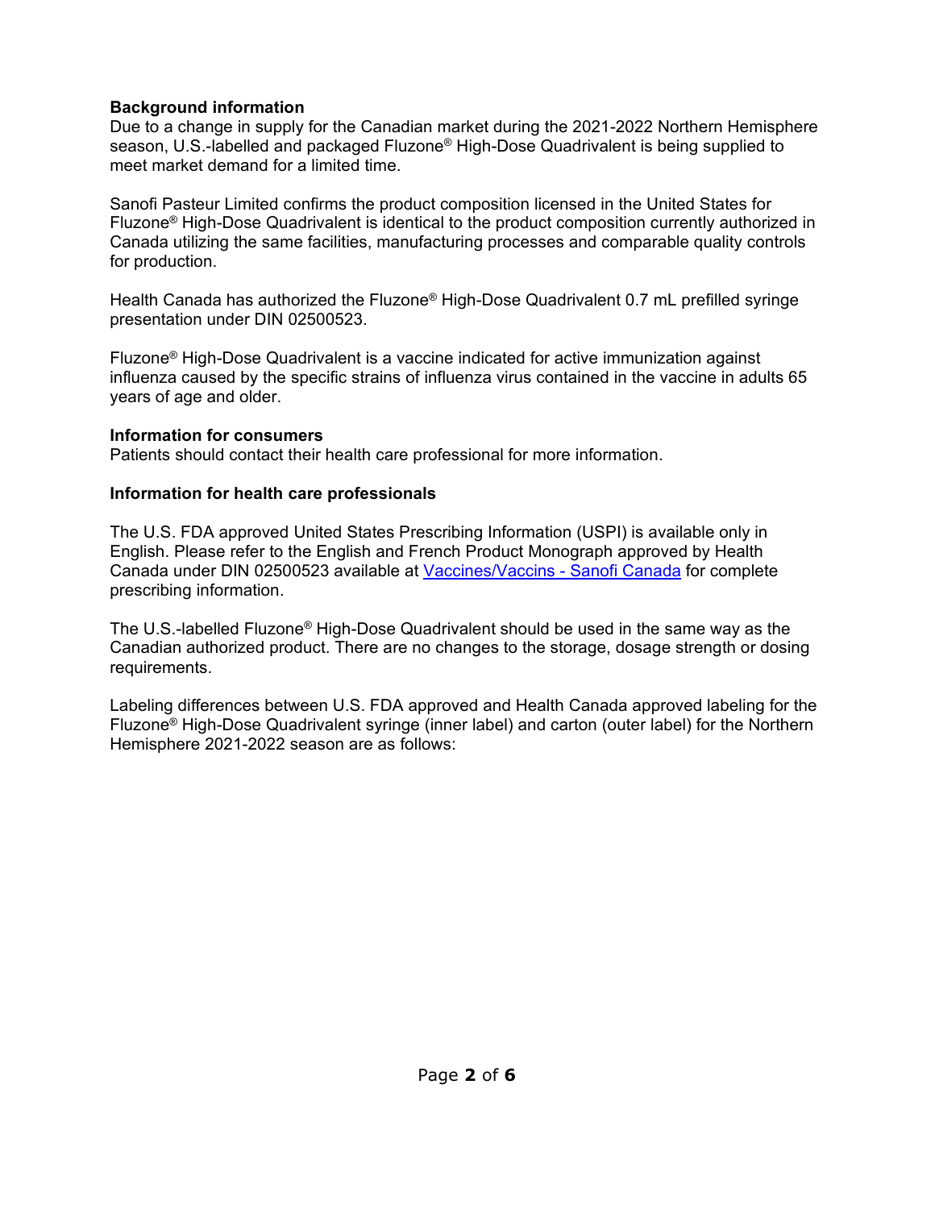**Background information**

Due to a change in supply for the Canadian market during the 2021-2022 Northern Hemisphere season, U.S.-labelled and packaged Fluzone® High-Dose Quadrivalent is being supplied to meet market demand for a limited time.

Sanofi Pasteur Limited confirms the product composition licensed in the United States for Fluzone® High-Dose Quadrivalent is identical to the product composition currently authorized in Canada utilizing the same facilities, manufacturing processes and comparable quality controls for production.

Health Canada has authorized the Fluzone® High-Dose Quadrivalent 0.7 mL prefilled syringe presentation under DIN 02500523.

Fluzone® High-Dose Quadrivalent is a vaccine indicated for active immunization against influenza caused by the specific strains of influenza virus contained in the vaccine in adults 65 years of age and older.

**Information for consumers**

Patients should contact their health care professional for more information.

**Information for health care professionals**

The U.S. FDA approved United States Prescribing Information (USPI) is available only in English. Please refer to the English and French Product Monograph approved by Health Canada under DIN 02500523 available at Vaccines/Vaccins - Sanofi Canada for complete prescribing information.

The U.S.-labelled Fluzone® High-Dose Quadrivalent should be used in the same way as the Canadian authorized product. There are no changes to the storage, dosage strength or dosing requirements.

Labeling differences between U.S. FDA approved and Health Canada approved labeling for the Fluzone® High-Dose Quadrivalent syringe (inner label) and carton (outer label) for the Northern Hemisphere 2021-2022 season are as follows: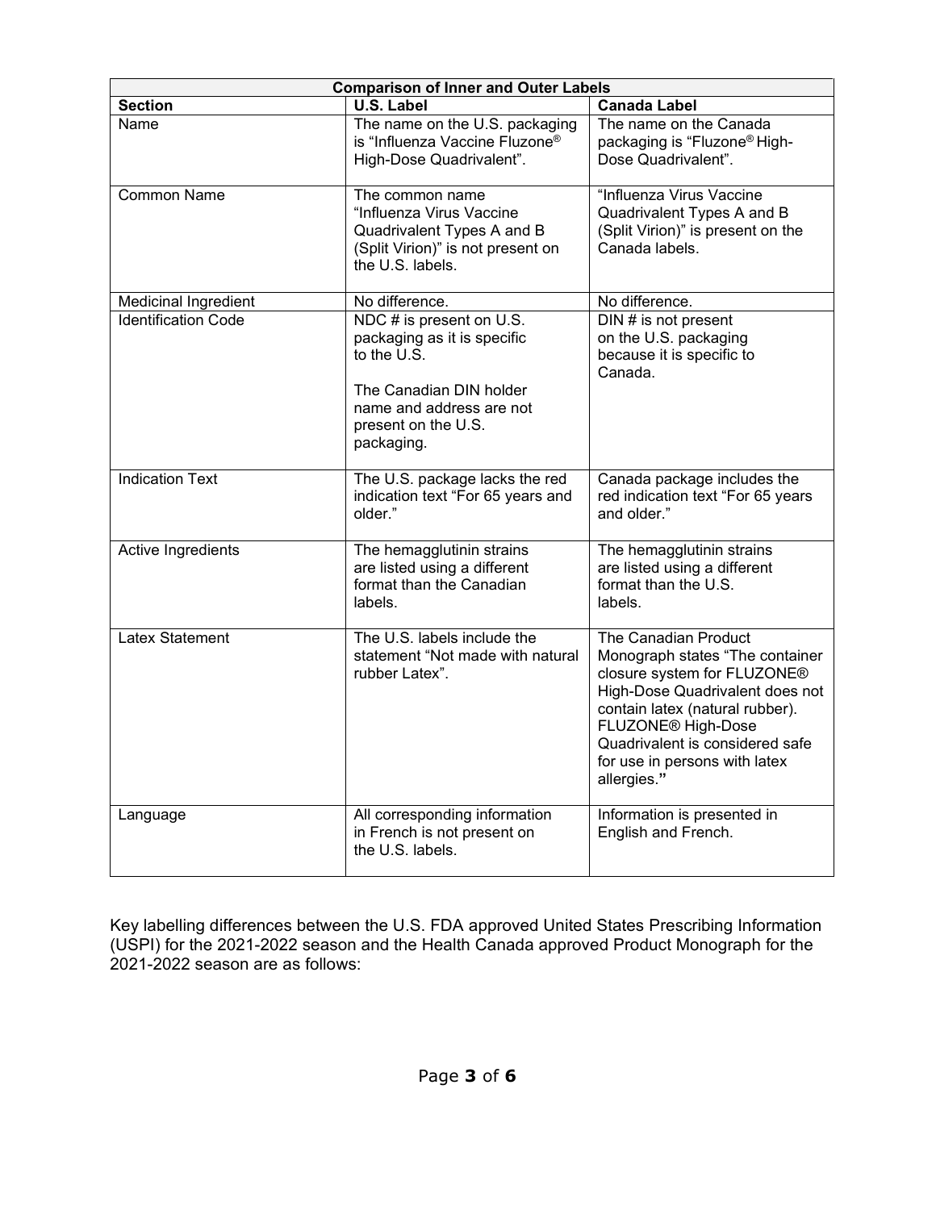| Comparison of Inner and Outer Labels | | |
|---|---|---|
| **Section** | **U.S. Label** | **Canada Label** |
| Name | The name on the U.S. packaging is "Influenza Vaccine Fluzone® High-Dose Quadrivalent". | The name on the Canada packaging is "Fluzone® High-Dose Quadrivalent". |
| Common Name | The common name "Influenza Virus Vaccine Quadrivalent Types A and B (Split Virion)" is not present on the U.S. labels. | "Influenza Virus Vaccine Quadrivalent Types A and B (Split Virion)" is present on the Canada labels. |
| Medicinal Ingredient | No difference. | No difference. |
| Identification Code | NDC # is present on U.S. packaging as it is specific to the U.S.<br><br>The Canadian DIN holder name and address are not present on the U.S. packaging. | DIN # is not present on the U.S. packaging because it is specific to Canada. |
| Indication Text | The U.S. package lacks the red indication text "For 65 years and older." | Canada package includes the red indication text "For 65 years and older." |
| Active Ingredients | The hemagglutinin strains are listed using a different format than the Canadian labels. | The hemagglutinin strains are listed using a different format than the U.S. labels. |
| Latex Statement | The U.S. labels include the statement "Not made with natural rubber Latex". | The Canadian Product Monograph states "The container closure system for FLUZONE® High-Dose Quadrivalent does not contain latex (natural rubber). FLUZONE® High-Dose Quadrivalent is considered safe for use in persons with latex allergies." |
| Language | All corresponding information in French is not present on the U.S. labels. | Information is presented in English and French. |

Key labelling differences between the U.S. FDA approved United States Prescribing Information (USPI) for the 2021-2022 season and the Health Canada approved Product Monograph for the 2021-2022 season are as follows: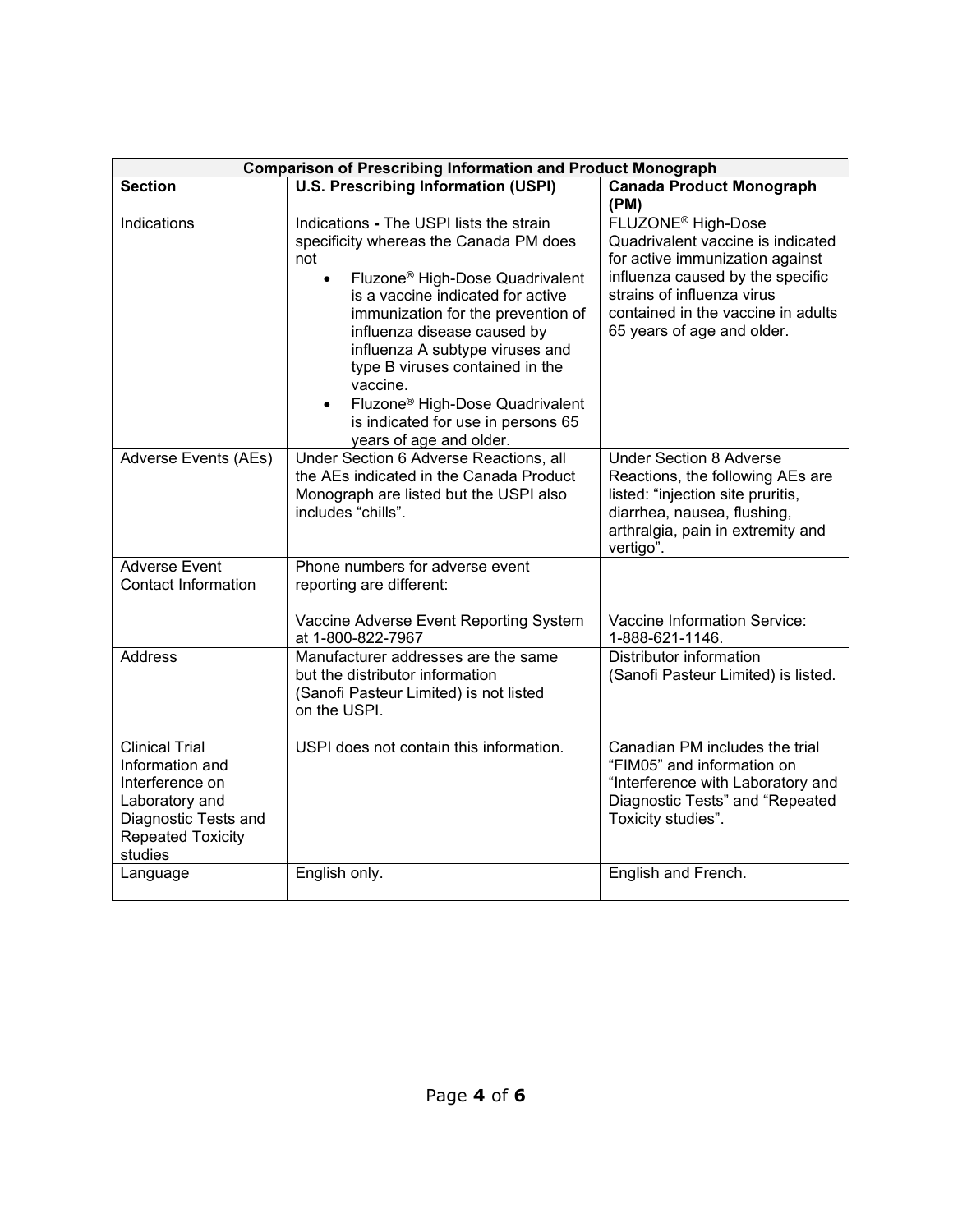| Comparison of Prescribing Information and Product Monograph | | |
|---|---|---|
| **Section** | **U.S. Prescribing Information (USPI)** | **Canada Product Monograph (PM)** |
| Indications | Indications **-** The USPI lists the strain specificity whereas the Canada PM does not<br>• Fluzone® High-Dose Quadrivalent is a vaccine indicated for active immunization for the prevention of influenza disease caused by influenza A subtype viruses and type B viruses contained in the vaccine.<br>• Fluzone® High-Dose Quadrivalent is indicated for use in persons 65 years of age and older. | FLUZONE® High-Dose Quadrivalent vaccine is indicated for active immunization against influenza caused by the specific strains of influenza virus contained in the vaccine in adults 65 years of age and older. |
| Adverse Events (AEs) | Under Section 6 Adverse Reactions, all the AEs indicated in the Canada Product Monograph are listed but the USPI also includes "chills". | Under Section 8 Adverse Reactions, the following AEs are listed: "injection site pruritis, diarrhea, nausea, flushing, arthralgia, pain in extremity and vertigo". |
| Adverse Event Contact Information | Phone numbers for adverse event reporting are different:<br><br>Vaccine Adverse Event Reporting System at 1-800-822-7967 | Vaccine Information Service: 1-888-621-1146. |
| Address | Manufacturer addresses are the same but the distributor information (Sanofi Pasteur Limited) is not listed on the USPI. | Distributor information (Sanofi Pasteur Limited) is listed. |
| Clinical Trial Information and Interference on Laboratory and Diagnostic Tests and Repeated Toxicity studies | USPI does not contain this information. | Canadian PM includes the trial "FIM05" and information on "Interference with Laboratory and Diagnostic Tests" and "Repeated Toxicity studies". |
| Language | English only. | English and French. |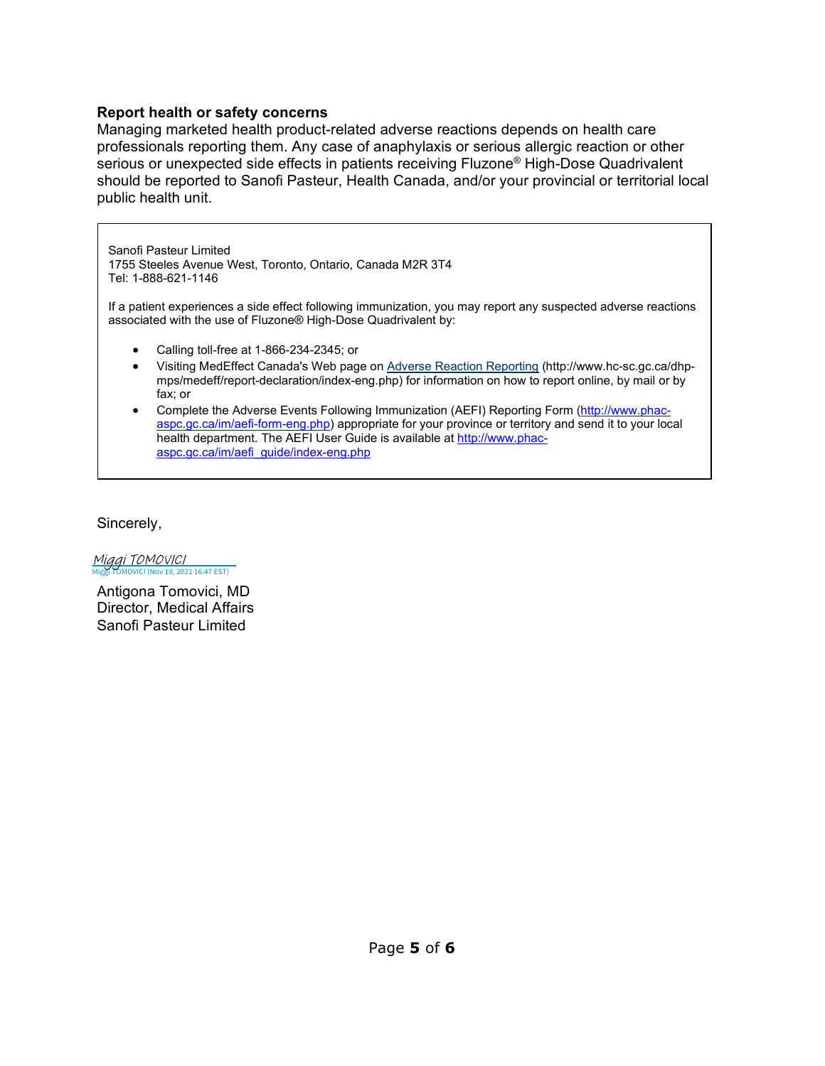**Report health or safety concerns**

Managing marketed health product-related adverse reactions depends on health care professionals reporting them. Any case of anaphylaxis or serious allergic reaction or other serious or unexpected side effects in patients receiving Fluzone® High-Dose Quadrivalent should be reported to Sanofi Pasteur, Health Canada, and/or your provincial or territorial local public health unit.

Sanofi Pasteur Limited
1755 Steeles Avenue West, Toronto, Ontario, Canada M2R 3T4
Tel: 1-888-621-1146

If a patient experiences a side effect following immunization, you may report any suspected adverse reactions associated with the use of Fluzone® High-Dose Quadrivalent by:

- Calling toll-free at 1-866-234-2345; or
- Visiting MedEffect Canada's Web page on Adverse Reaction Reporting (http://www.hc-sc.gc.ca/dhp-mps/medeff/report-declaration/index-eng.php) for information on how to report online, by mail or by fax; or
- Complete the Adverse Events Following Immunization (AEFI) Reporting Form (http://www.phac-aspc.gc.ca/im/aefi-form-eng.php) appropriate for your province or territory and send it to your local health department. The AEFI User Guide is available at http://www.phac-aspc.gc.ca/im/aefi_guide/index-eng.php

Sincerely,

Miggi TOMOVICI
Miggi TOMOVICI (Nov 19, 2021 16:47 EST)

Antigona Tomovici, MD
Director, Medical Affairs
Sanofi Pasteur Limited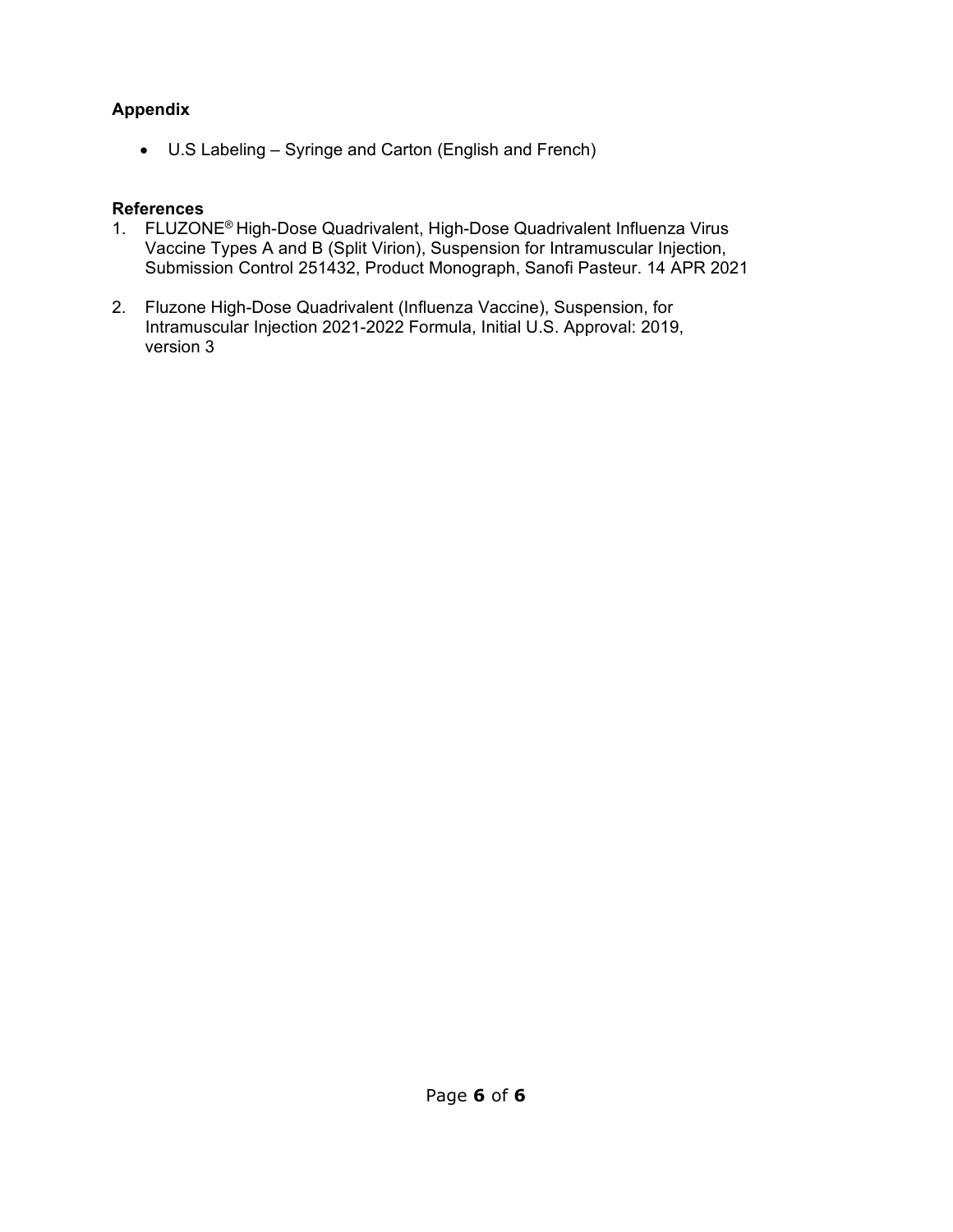**Appendix**

- U.S Labeling – Syringe and Carton (English and French)

**References**

1. FLUZONE® High-Dose Quadrivalent, High-Dose Quadrivalent Influenza Virus Vaccine Types A and B (Split Virion), Suspension for Intramuscular Injection, Submission Control 251432, Product Monograph, Sanofi Pasteur. 14 APR 2021

2. Fluzone High-Dose Quadrivalent (Influenza Vaccine), Suspension, for Intramuscular Injection 2021-2022 Formula, Initial U.S. Approval: 2019, version 3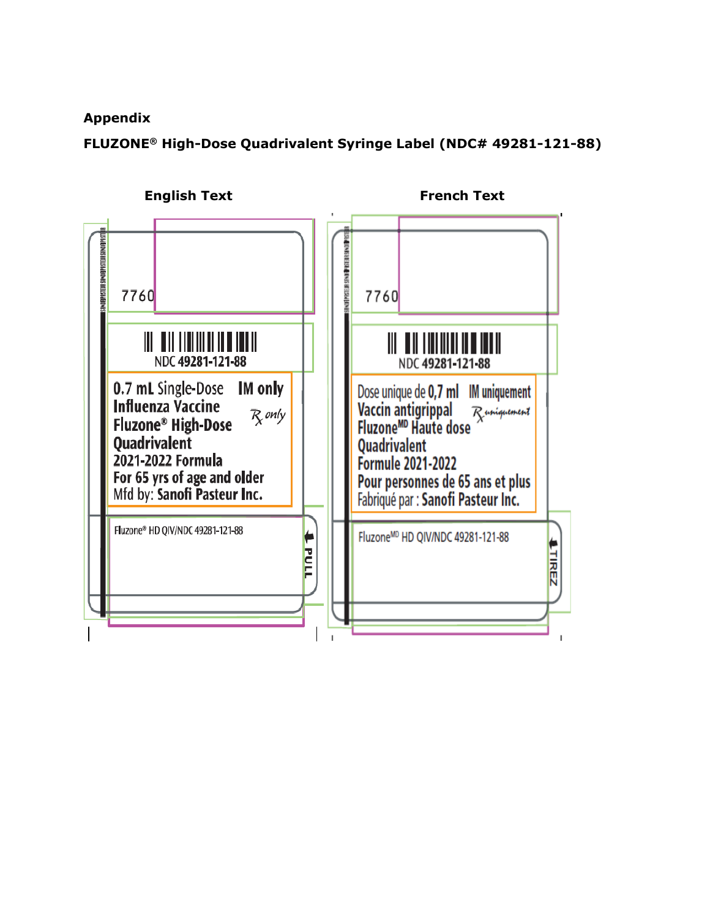**Appendix**

**FLUZONE® High-Dose Quadrivalent Syringe Label (NDC# 49281-121-88)**

**English Text**

7760

NDC **49281-121-88**

**0.7 mL** Single-Dose **IM only**
**Influenza Vaccine** Rx only
**Fluzone® High-Dose**
**Quadrivalent**
**2021-2022 Formula**
**For 65 yrs of age and older**
Mfd by: **Sanofi Pasteur Inc.**

Fluzone® HD QIV/NDC 49281-121-88

PULL

**French Text**

7760

NDC **49281-121-88**

Dose unique de **0,7 ml** **IM uniquement**
**Vaccin antigrippal** Rx uniquement
**Fluzone^MD Haute dose**
**Quadrivalent**
**Formule 2021-2022**
**Pour personnes de 65 ans et plus**
Fabriqué par : **Sanofi Pasteur Inc.**

Fluzone^MD HD QIV/NDC 49281-121-88

TIREZ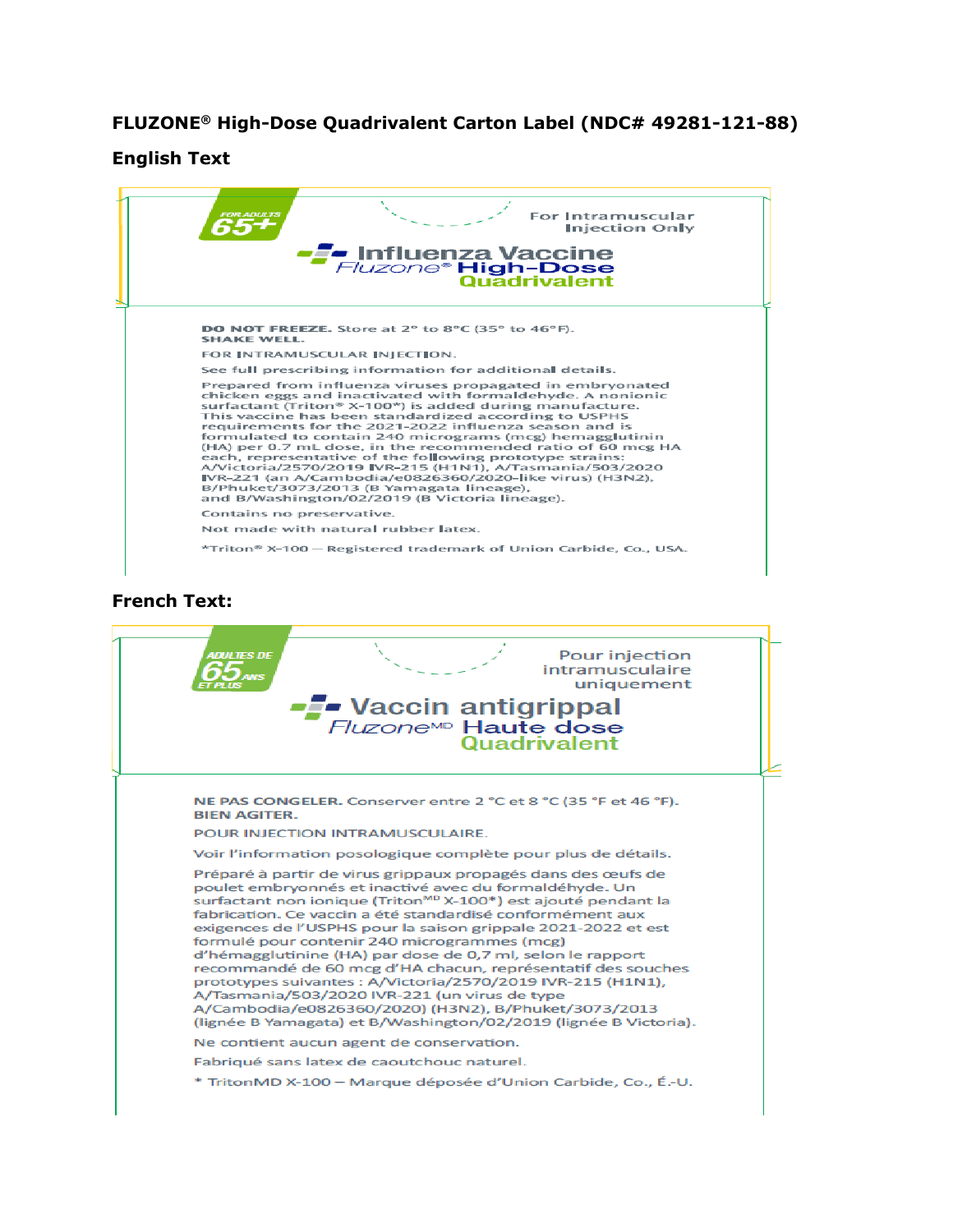**FLUZONE® High-Dose Quadrivalent Carton Label (NDC# 49281-121-88)**

**English Text**

FOR ADULTS 65+

For Intramuscular Injection Only

Influenza Vaccine
Fluzone® High-Dose
Quadrivalent

**DO NOT FREEZE.** Store at 2° to 8°C (35° to 46°F).
**SHAKE WELL.**

FOR INTRAMUSCULAR INJECTION.

See full prescribing information for additional details.

Prepared from influenza viruses propagated in embryonated chicken eggs and inactivated with formaldehyde. A nonionic surfactant (Triton® X-100*) is added during manufacture. This vaccine has been standardized according to USPHS requirements for the 2021-2022 influenza season and is formulated to contain 240 micrograms (mcg) hemagglutinin (HA) per 0.7 mL dose, in the recommended ratio of 60 mcg HA each, representative of the following prototype strains: A/Victoria/2570/2019 IVR-215 (H1N1), A/Tasmania/503/2020 IVR-221 (an A/Cambodia/e0826360/2020-like virus) (H3N2), B/Phuket/3073/2013 (B Yamagata lineage), and B/Washington/02/2019 (B Victoria lineage).

Contains no preservative.

Not made with natural rubber latex.

*Triton® X-100 — Registered trademark of Union Carbide, Co., USA.

**French Text:**

ADULTES DE 65 ANS ET PLUS

Pour injection intramusculaire uniquement

Vaccin antigrippal
Fluzone^MD Haute dose
Quadrivalent

**NE PAS CONGELER.** Conserver entre 2 °C et 8 °C (35 °F et 46 °F).
**BIEN AGITER.**

POUR INJECTION INTRAMUSCULAIRE.

Voir l'information posologique complète pour plus de détails.

Préparé à partir de virus grippaux propagés dans des œufs de poulet embryonnés et inactivé avec du formaldéhyde. Un surfactant non ionique (Triton^MD X-100*) est ajouté pendant la fabrication. Ce vaccin a été standardisé conformément aux exigences de l'USPHS pour la saison grippale 2021-2022 et est formulé pour contenir 240 microgrammes (mcg) d'hémagglutinine (HA) par dose de 0,7 ml, selon le rapport recommandé de 60 mcg d'HA chacun, représentatif des souches prototypes suivantes : A/Victoria/2570/2019 IVR-215 (H1N1), A/Tasmania/503/2020 IVR-221 (un virus de type A/Cambodia/e0826360/2020) (H3N2), B/Phuket/3073/2013 (lignée B Yamagata) et B/Washington/02/2019 (lignée B Victoria).

Ne contient aucun agent de conservation.

Fabriqué sans latex de caoutchouc naturel.

* TritonMD X-100 — Marque déposée d'Union Carbide, Co., É.-U.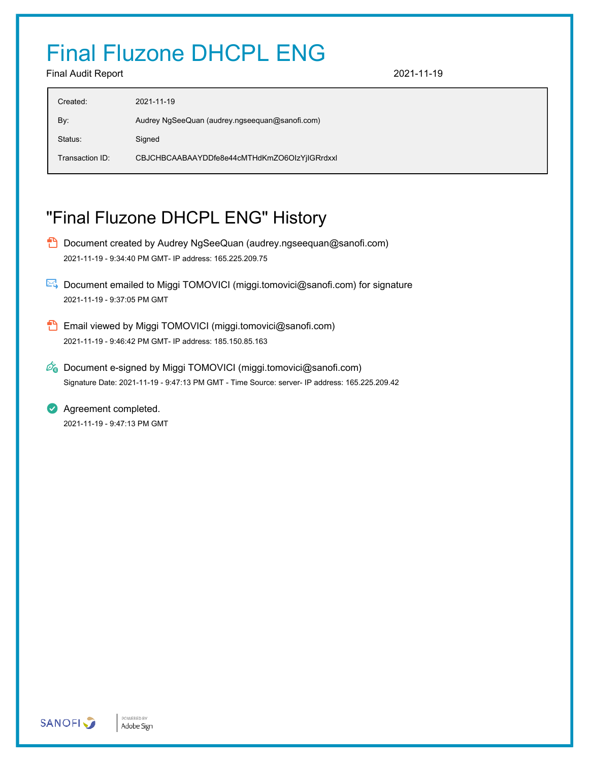# Final Fluzone DHCPL ENG

Final Audit Report 2021-11-19

| | |
|---|---|
| Created: | 2021-11-19 |
| By: | Audrey NgSeeQuan (audrey.ngseequan@sanofi.com) |
| Status: | Signed |
| Transaction ID: | CBJCHBCAABAAYDDfe8e44cMTHdKmZO6OIzYjIGRrdxxl |

## "Final Fluzone DHCPL ENG" History

- Document created by Audrey NgSeeQuan (audrey.ngseequan@sanofi.com)
  2021-11-19 - 9:34:40 PM GMT- IP address: 165.225.209.75

- Document emailed to Miggi TOMOVICI (miggi.tomovici@sanofi.com) for signature
  2021-11-19 - 9:37:05 PM GMT

- Email viewed by Miggi TOMOVICI (miggi.tomovici@sanofi.com)
  2021-11-19 - 9:46:42 PM GMT- IP address: 185.150.85.163

- Document e-signed by Miggi TOMOVICI (miggi.tomovici@sanofi.com)
  Signature Date: 2021-11-19 - 9:47:13 PM GMT - Time Source: server- IP address: 165.225.209.42

- Agreement completed.
  2021-11-19 - 9:47:13 PM GMT

SANOFI

POWERED BY Adobe Sign